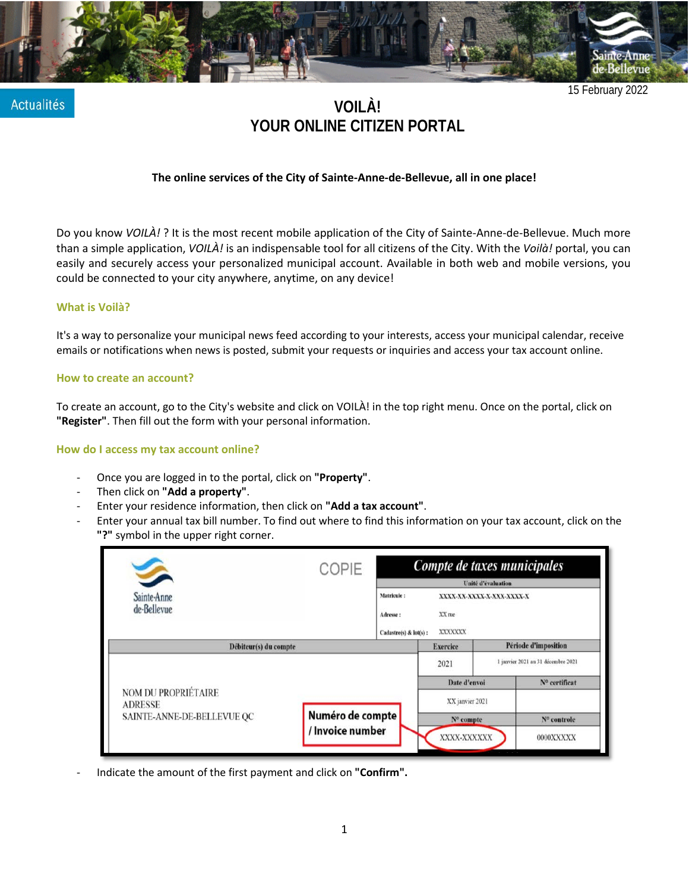Actualités

15 February 2022

# VOILÀ!
# YOUR ONLINE CITIZEN PORTAL

**The online services of the City of Sainte-Anne-de-Bellevue, all in one place!**

Do you know *VOILÀ!* ? It is the most recent mobile application of the City of Sainte-Anne-de-Bellevue. Much more than a simple application, *VOILÀ!* is an indispensable tool for all citizens of the City. With the *Voilà!* portal, you can easily and securely access your personalized municipal account. Available in both web and mobile versions, you could be connected to your city anywhere, anytime, on any device!

### What is Voilà?

It's a way to personalize your municipal news feed according to your interests, access your municipal calendar, receive emails or notifications when news is posted, submit your requests or inquiries and access your tax account online.

### How to create an account?

To create an account, go to the City's website and click on VOILÀ! in the top right menu. Once on the portal, click on **"Register"**. Then fill out the form with your personal information.

### How do I access my tax account online?

- Once you are logged in to the portal, click on **"Property"**.
- Then click on **"Add a property"**.
- Enter your residence information, then click on **"Add a tax account"**.
- Enter your annual tax bill number. To find out where to find this information on your tax account, click on the **"?"** symbol in the upper right corner.

Sainte-Anne de-Bellevue

COPIE

**Compte de taxes municipales**

| Unité d'évaluation | |
|---|---|
| Matricule : | XXXX-XX-XXXX-X-XXX-XXXX-X |
| Adresse : | XX rue |
| Cadastre(s) & lot(s) : | XXXXXXX |

| Débiteur(s) du compte | Exercice | Période d'imposition |
|---|---|---|
| NOM DU PROPRIÉTAIRE<br>ADRESSE<br>SAINTE-ANNE-DE-BELLEVUE QC | 2021 | 1 janvier 2021 au 31 décembre 2021 |
| | **Date d'envoi** | **N° certificat** |
| | XX janvier 2021 | |
| | **N° compte** | **N° controle** |
| | XXXX-XXXXXX | 0000XXXXX |

**Numéro de compte / Invoice number**

- Indicate the amount of the first payment and click on **"Confirm".**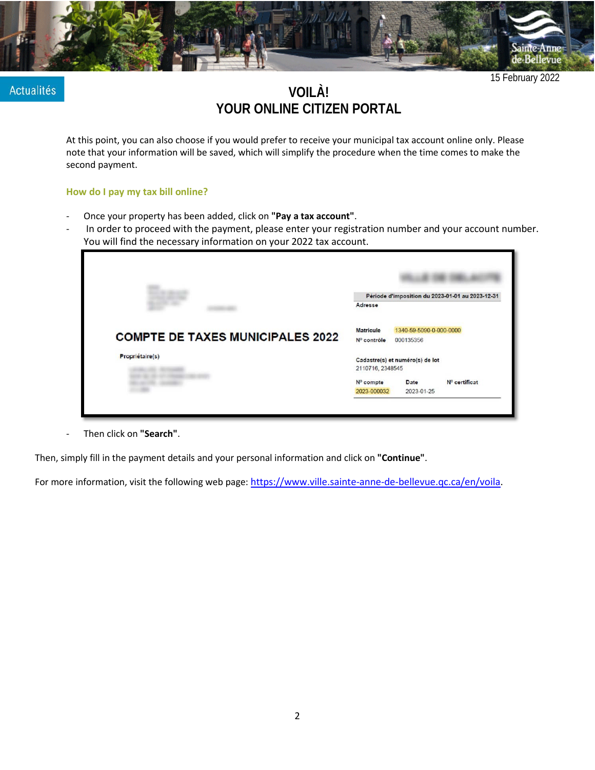15 February 2022

# VOILÀ!
# YOUR ONLINE CITIZEN PORTAL

At this point, you can also choose if you would prefer to receive your municipal tax account online only. Please note that your information will be saved, which will simplify the procedure when the time comes to make the second payment.

### How do I pay my tax bill online?

- Once your property has been added, click on **"Pay a tax account"**.
- In order to proceed with the payment, please enter your registration number and your account number. You will find the necessary information on your 2022 tax account.

COMPTE DE TAXES MUNICIPALES 2022

Propriétaire(s)

Période d'imposition du 2023-01-01 au 2023-12-31

Adresse

Matricule 1340-59-5090-0-000-0000

Nº contrôle 000135356

Cadastre(s) et numéro(s) de lot

2110716, 2348545

| Nº compte | Date | Nº certificat |
| --- | --- | --- |
| 2023-000032 | 2023-01-25 | |

- Then click on **"Search"**.

Then, simply fill in the payment details and your personal information and click on **"Continue"**.

For more information, visit the following web page: https://www.ville.sainte-anne-de-bellevue.qc.ca/en/voila.